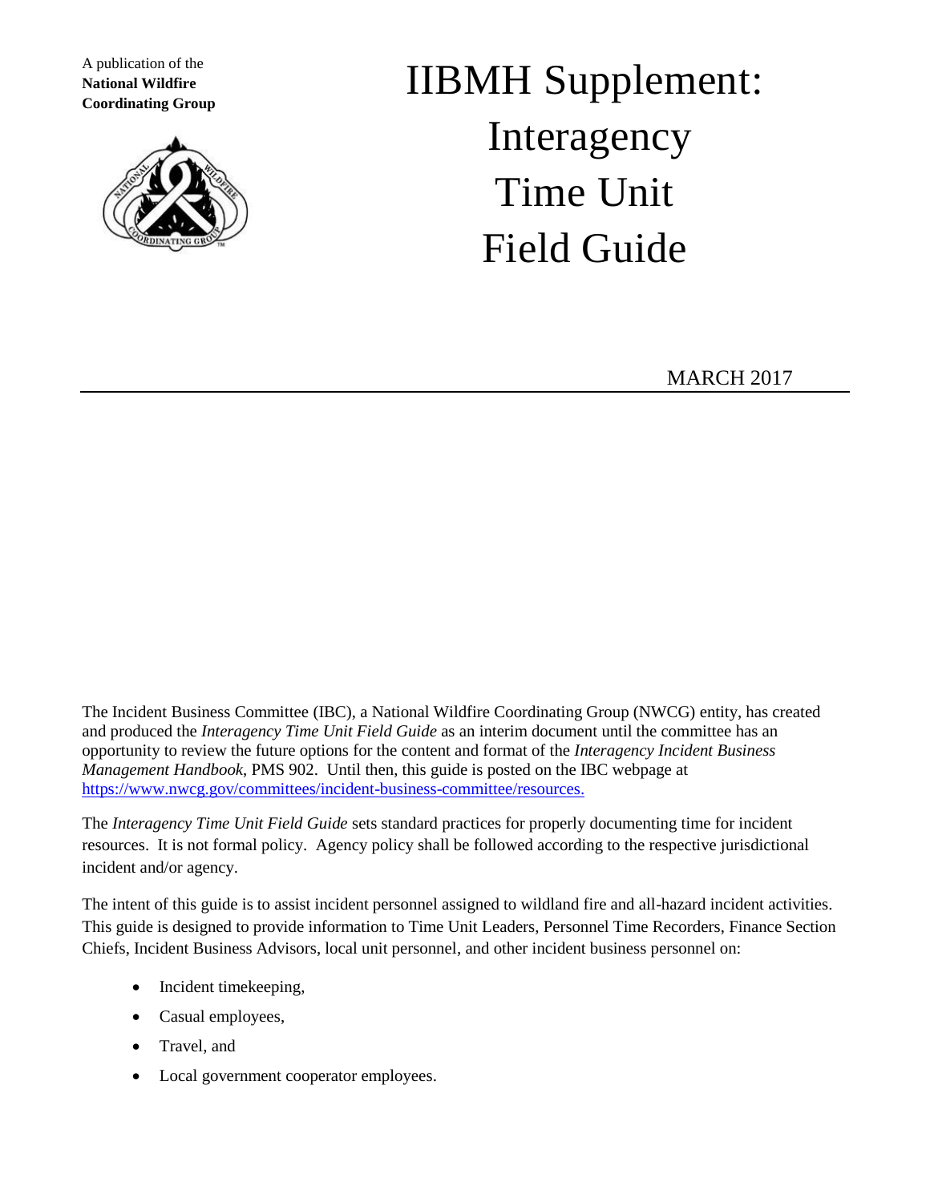A publication of the
**National Wildfire Coordinating Group**

# IIBMH Supplement: Interagency Time Unit Field Guide

MARCH 2017

The Incident Business Committee (IBC), a National Wildfire Coordinating Group (NWCG) entity, has created and produced the *Interagency Time Unit Field Guide* as an interim document until the committee has an opportunity to review the future options for the content and format of the *Interagency Incident Business Management Handbook*, PMS 902. Until then, this guide is posted on the IBC webpage at https://www.nwcg.gov/committees/incident-business-committee/resources.

The *Interagency Time Unit Field Guide* sets standard practices for properly documenting time for incident resources. It is not formal policy. Agency policy shall be followed according to the respective jurisdictional incident and/or agency.

The intent of this guide is to assist incident personnel assigned to wildland fire and all-hazard incident activities. This guide is designed to provide information to Time Unit Leaders, Personnel Time Recorders, Finance Section Chiefs, Incident Business Advisors, local unit personnel, and other incident business personnel on:

- Incident timekeeping,
- Casual employees,
- Travel, and
- Local government cooperator employees.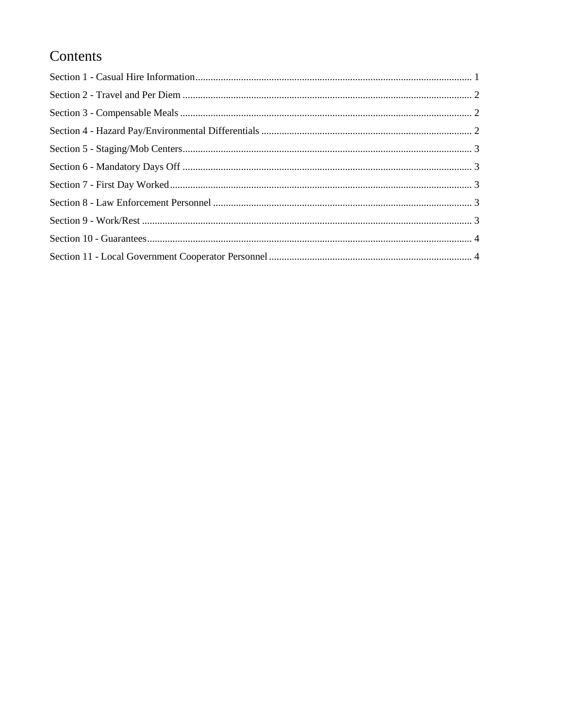# Contents

Section 1 - Casual Hire Information ........................................................................................................... 1

Section 2 - Travel and Per Diem ................................................................................................................. 2

Section 3 - Compensable Meals .................................................................................................................. 2

Section 4 - Hazard Pay/Environmental Differentials .................................................................................. 2

Section 5 - Staging/Mob Centers ................................................................................................................. 3

Section 6 - Mandatory Days Off ................................................................................................................. 3

Section 7 - First Day Worked ...................................................................................................................... 3

Section 8 - Law Enforcement Personnel ..................................................................................................... 3

Section 9 - Work/Rest ................................................................................................................................. 3

Section 10 - Guarantees ............................................................................................................................... 4

Section 11 - Local Government Cooperator Personnel ............................................................................... 4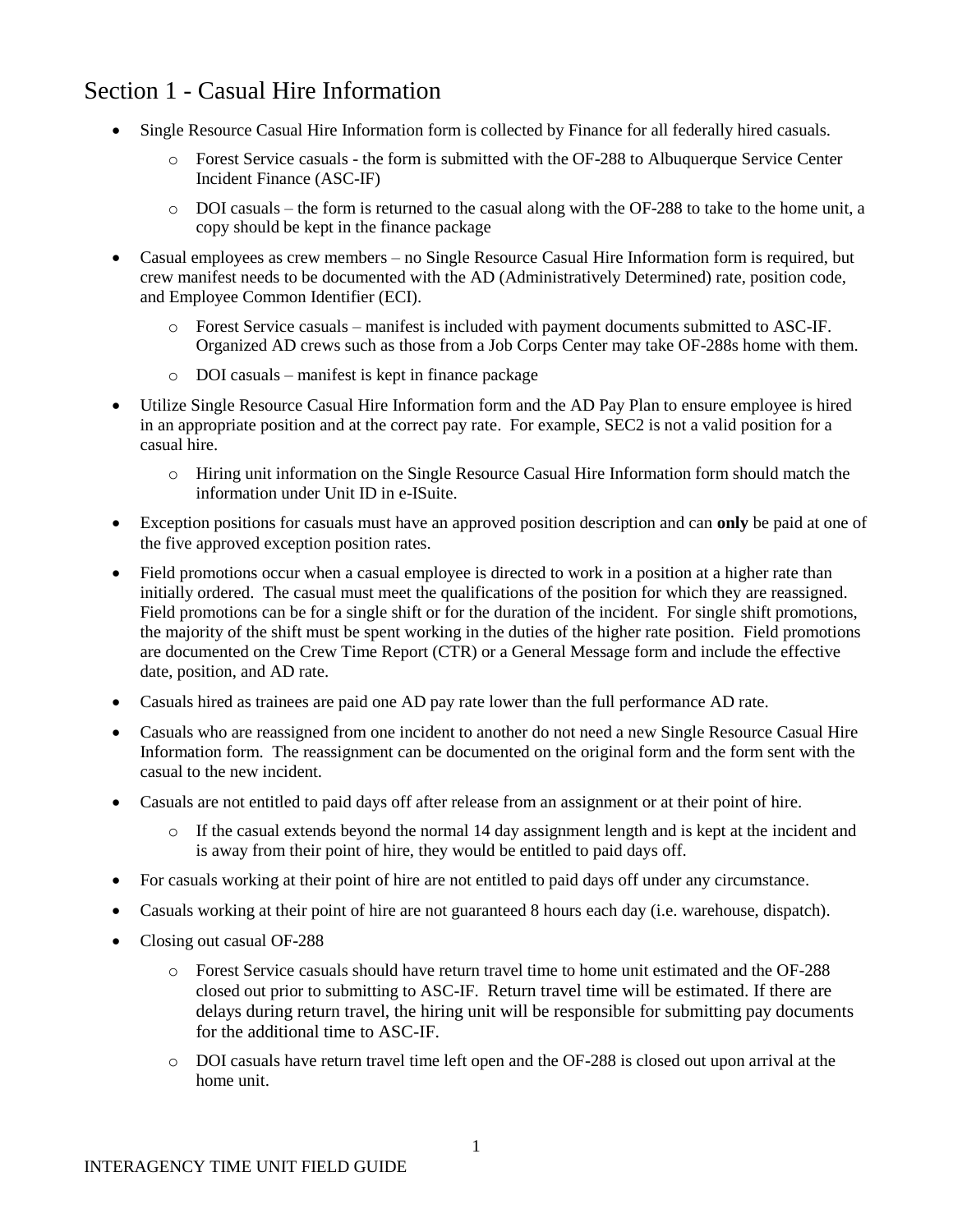# Section 1 - Casual Hire Information

- Single Resource Casual Hire Information form is collected by Finance for all federally hired casuals.
  - Forest Service casuals - the form is submitted with the OF-288 to Albuquerque Service Center Incident Finance (ASC-IF)
  - DOI casuals – the form is returned to the casual along with the OF-288 to take to the home unit, a copy should be kept in the finance package
- Casual employees as crew members – no Single Resource Casual Hire Information form is required, but crew manifest needs to be documented with the AD (Administratively Determined) rate, position code, and Employee Common Identifier (ECI).
  - Forest Service casuals – manifest is included with payment documents submitted to ASC-IF. Organized AD crews such as those from a Job Corps Center may take OF-288s home with them.
  - DOI casuals – manifest is kept in finance package
- Utilize Single Resource Casual Hire Information form and the AD Pay Plan to ensure employee is hired in an appropriate position and at the correct pay rate. For example, SEC2 is not a valid position for a casual hire.
  - Hiring unit information on the Single Resource Casual Hire Information form should match the information under Unit ID in e-ISuite.
- Exception positions for casuals must have an approved position description and can **only** be paid at one of the five approved exception position rates.
- Field promotions occur when a casual employee is directed to work in a position at a higher rate than initially ordered. The casual must meet the qualifications of the position for which they are reassigned. Field promotions can be for a single shift or for the duration of the incident. For single shift promotions, the majority of the shift must be spent working in the duties of the higher rate position. Field promotions are documented on the Crew Time Report (CTR) or a General Message form and include the effective date, position, and AD rate.
- Casuals hired as trainees are paid one AD pay rate lower than the full performance AD rate.
- Casuals who are reassigned from one incident to another do not need a new Single Resource Casual Hire Information form. The reassignment can be documented on the original form and the form sent with the casual to the new incident.
- Casuals are not entitled to paid days off after release from an assignment or at their point of hire.
  - If the casual extends beyond the normal 14 day assignment length and is kept at the incident and is away from their point of hire, they would be entitled to paid days off.
- For casuals working at their point of hire are not entitled to paid days off under any circumstance.
- Casuals working at their point of hire are not guaranteed 8 hours each day (i.e. warehouse, dispatch).
- Closing out casual OF-288
  - Forest Service casuals should have return travel time to home unit estimated and the OF-288 closed out prior to submitting to ASC-IF. Return travel time will be estimated. If there are delays during return travel, the hiring unit will be responsible for submitting pay documents for the additional time to ASC-IF.
  - DOI casuals have return travel time left open and the OF-288 is closed out upon arrival at the home unit.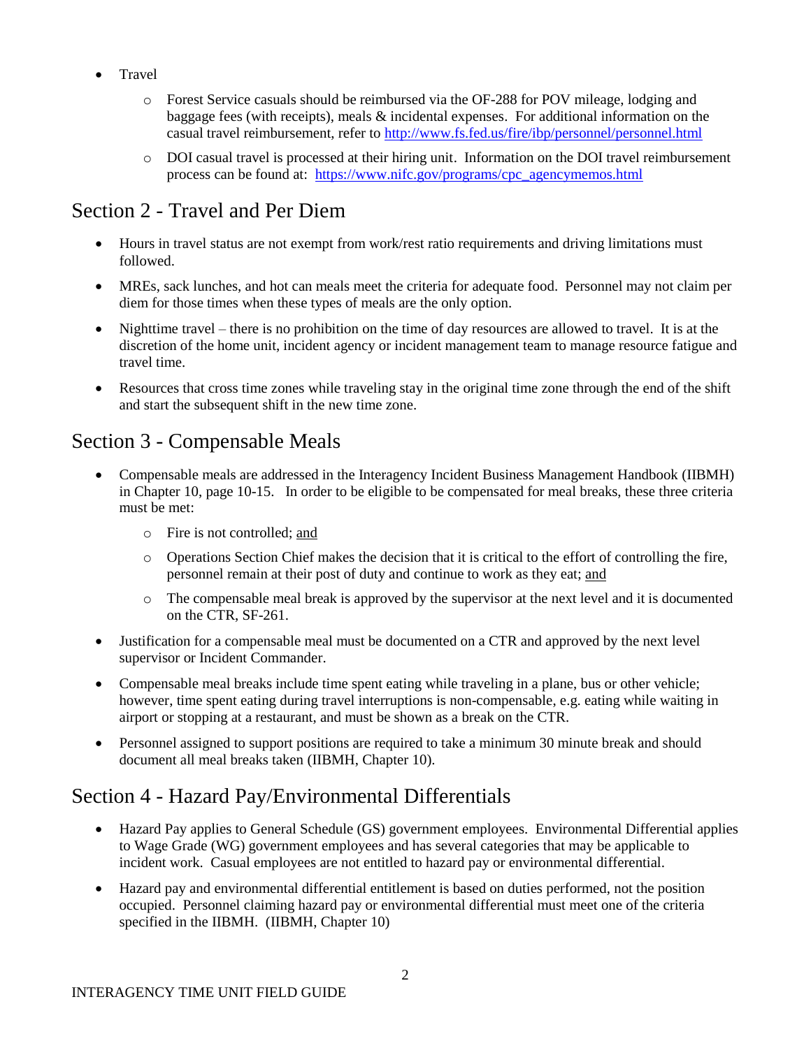- Travel
  - Forest Service casuals should be reimbursed via the OF-288 for POV mileage, lodging and baggage fees (with receipts), meals & incidental expenses. For additional information on the casual travel reimbursement, refer to http://www.fs.fed.us/fire/ibp/personnel/personnel.html
  - DOI casual travel is processed at their hiring unit. Information on the DOI travel reimbursement process can be found at: https://www.nifc.gov/programs/cpc_agencymemos.html

# Section 2 - Travel and Per Diem

- Hours in travel status are not exempt from work/rest ratio requirements and driving limitations must followed.
- MREs, sack lunches, and hot can meals meet the criteria for adequate food. Personnel may not claim per diem for those times when these types of meals are the only option.
- Nighttime travel – there is no prohibition on the time of day resources are allowed to travel. It is at the discretion of the home unit, incident agency or incident management team to manage resource fatigue and travel time.
- Resources that cross time zones while traveling stay in the original time zone through the end of the shift and start the subsequent shift in the new time zone.

# Section 3 - Compensable Meals

- Compensable meals are addressed in the Interagency Incident Business Management Handbook (IIBMH) in Chapter 10, page 10-15. In order to be eligible to be compensated for meal breaks, these three criteria must be met:
  - Fire is not controlled; and
  - Operations Section Chief makes the decision that it is critical to the effort of controlling the fire, personnel remain at their post of duty and continue to work as they eat; and
  - The compensable meal break is approved by the supervisor at the next level and it is documented on the CTR, SF-261.
- Justification for a compensable meal must be documented on a CTR and approved by the next level supervisor or Incident Commander.
- Compensable meal breaks include time spent eating while traveling in a plane, bus or other vehicle; however, time spent eating during travel interruptions is non-compensable, e.g. eating while waiting in airport or stopping at a restaurant, and must be shown as a break on the CTR.
- Personnel assigned to support positions are required to take a minimum 30 minute break and should document all meal breaks taken (IIBMH, Chapter 10).

# Section 4 - Hazard Pay/Environmental Differentials

- Hazard Pay applies to General Schedule (GS) government employees. Environmental Differential applies to Wage Grade (WG) government employees and has several categories that may be applicable to incident work. Casual employees are not entitled to hazard pay or environmental differential.
- Hazard pay and environmental differential entitlement is based on duties performed, not the position occupied. Personnel claiming hazard pay or environmental differential must meet one of the criteria specified in the IIBMH. (IIBMH, Chapter 10)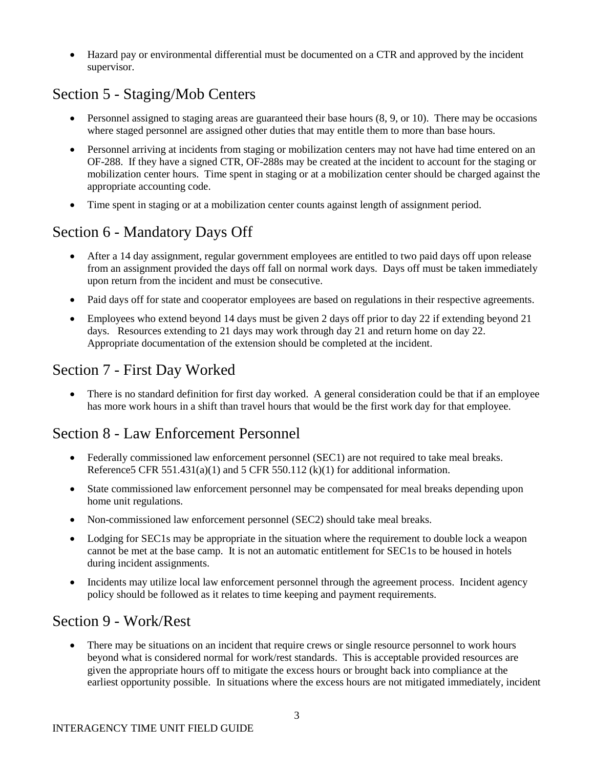- Hazard pay or environmental differential must be documented on a CTR and approved by the incident supervisor.

## Section 5 - Staging/Mob Centers

- Personnel assigned to staging areas are guaranteed their base hours (8, 9, or 10). There may be occasions where staged personnel are assigned other duties that may entitle them to more than base hours.
- Personnel arriving at incidents from staging or mobilization centers may not have had time entered on an OF-288. If they have a signed CTR, OF-288s may be created at the incident to account for the staging or mobilization center hours. Time spent in staging or at a mobilization center should be charged against the appropriate accounting code.
- Time spent in staging or at a mobilization center counts against length of assignment period.

## Section 6 - Mandatory Days Off

- After a 14 day assignment, regular government employees are entitled to two paid days off upon release from an assignment provided the days off fall on normal work days. Days off must be taken immediately upon return from the incident and must be consecutive.
- Paid days off for state and cooperator employees are based on regulations in their respective agreements.
- Employees who extend beyond 14 days must be given 2 days off prior to day 22 if extending beyond 21 days. Resources extending to 21 days may work through day 21 and return home on day 22. Appropriate documentation of the extension should be completed at the incident.

## Section 7 - First Day Worked

- There is no standard definition for first day worked. A general consideration could be that if an employee has more work hours in a shift than travel hours that would be the first work day for that employee.

## Section 8 - Law Enforcement Personnel

- Federally commissioned law enforcement personnel (SEC1) are not required to take meal breaks. Reference5 CFR 551.431(a)(1) and 5 CFR 550.112 (k)(1) for additional information.
- State commissioned law enforcement personnel may be compensated for meal breaks depending upon home unit regulations.
- Non-commissioned law enforcement personnel (SEC2) should take meal breaks.
- Lodging for SEC1s may be appropriate in the situation where the requirement to double lock a weapon cannot be met at the base camp. It is not an automatic entitlement for SEC1s to be housed in hotels during incident assignments.
- Incidents may utilize local law enforcement personnel through the agreement process. Incident agency policy should be followed as it relates to time keeping and payment requirements.

## Section 9 - Work/Rest

- There may be situations on an incident that require crews or single resource personnel to work hours beyond what is considered normal for work/rest standards. This is acceptable provided resources are given the appropriate hours off to mitigate the excess hours or brought back into compliance at the earliest opportunity possible. In situations where the excess hours are not mitigated immediately, incident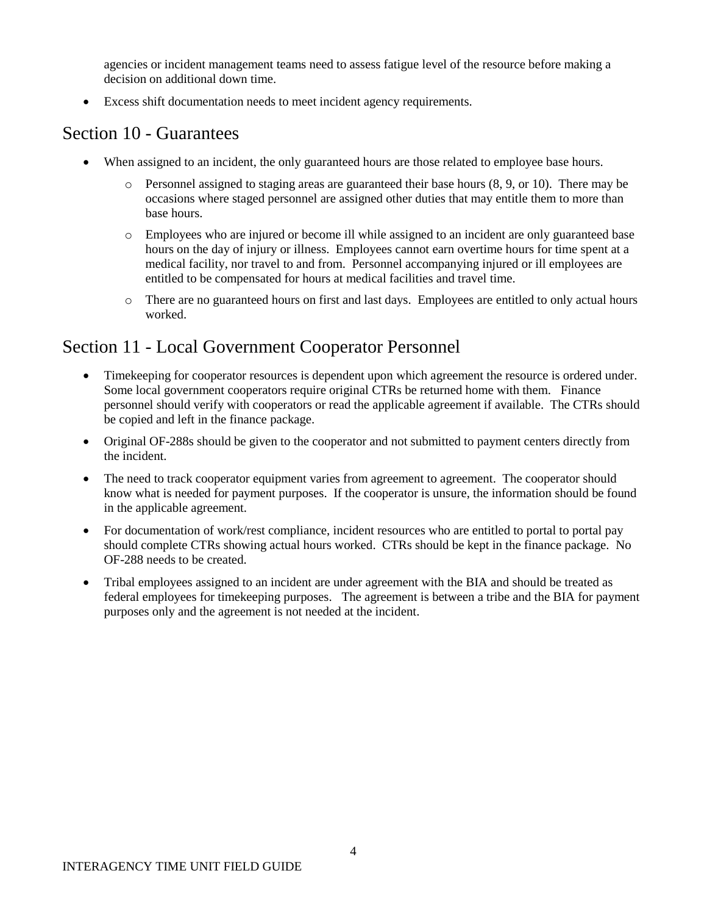agencies or incident management teams need to assess fatigue level of the resource before making a decision on additional down time.

- Excess shift documentation needs to meet incident agency requirements.

## Section 10 - Guarantees

- When assigned to an incident, the only guaranteed hours are those related to employee base hours.
  - Personnel assigned to staging areas are guaranteed their base hours (8, 9, or 10). There may be occasions where staged personnel are assigned other duties that may entitle them to more than base hours.
  - Employees who are injured or become ill while assigned to an incident are only guaranteed base hours on the day of injury or illness. Employees cannot earn overtime hours for time spent at a medical facility, nor travel to and from. Personnel accompanying injured or ill employees are entitled to be compensated for hours at medical facilities and travel time.
  - There are no guaranteed hours on first and last days. Employees are entitled to only actual hours worked.

## Section 11 - Local Government Cooperator Personnel

- Timekeeping for cooperator resources is dependent upon which agreement the resource is ordered under. Some local government cooperators require original CTRs be returned home with them. Finance personnel should verify with cooperators or read the applicable agreement if available. The CTRs should be copied and left in the finance package.
- Original OF-288s should be given to the cooperator and not submitted to payment centers directly from the incident.
- The need to track cooperator equipment varies from agreement to agreement. The cooperator should know what is needed for payment purposes. If the cooperator is unsure, the information should be found in the applicable agreement.
- For documentation of work/rest compliance, incident resources who are entitled to portal to portal pay should complete CTRs showing actual hours worked. CTRs should be kept in the finance package. No OF-288 needs to be created.
- Tribal employees assigned to an incident are under agreement with the BIA and should be treated as federal employees for timekeeping purposes. The agreement is between a tribe and the BIA for payment purposes only and the agreement is not needed at the incident.